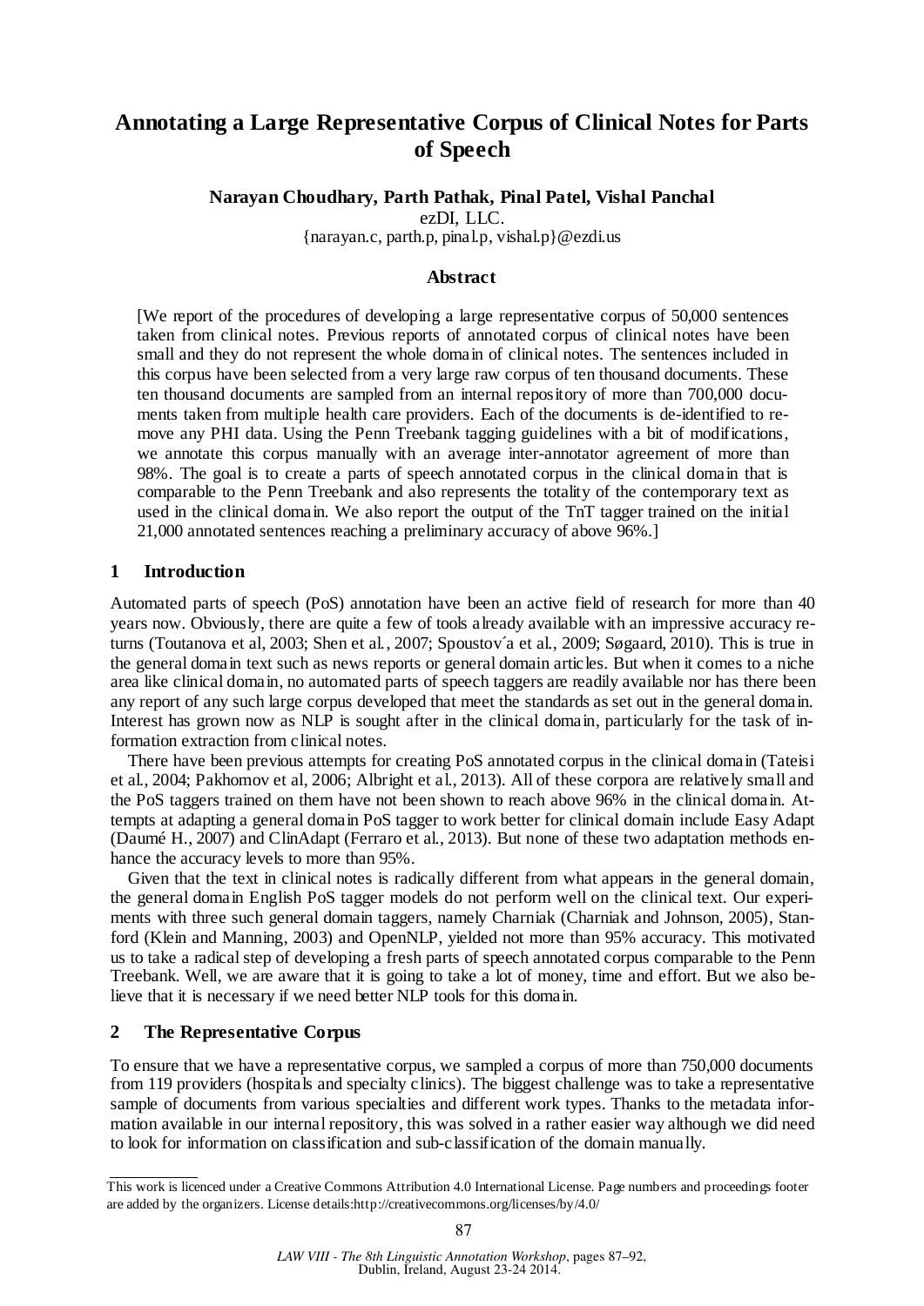# Annotating a Large Representative Corpus of Clinical Notes for Parts of Speech

**Narayan Choudhary, Parth Pathak, Pinal Patel, Vishal Panchal**

ezDI, LLC.

{narayan.c, parth.p, pinal.p, vishal.p}@ezdi.us

## Abstract

[We report of the procedures of developing a large representative corpus of 50,000 sentences taken from clinical notes. Previous reports of annotated corpus of clinical notes have been small and they do not represent the whole domain of clinical notes. The sentences included in this corpus have been selected from a very large raw corpus of ten thousand documents. These ten thousand documents are sampled from an internal repository of more than 700,000 documents taken from multiple health care providers. Each of the documents is de-identified to remove any PHI data. Using the Penn Treebank tagging guidelines with a bit of modifications, we annotate this corpus manually with an average inter-annotator agreement of more than 98%. The goal is to create a parts of speech annotated corpus in the clinical domain that is comparable to the Penn Treebank and also represents the totality of the contemporary text as used in the clinical domain. We also report the output of the TnT tagger trained on the initial 21,000 annotated sentences reaching a preliminary accuracy of above 96%.]

## 1 Introduction

Automated parts of speech (PoS) annotation have been an active field of research for more than 40 years now. Obviously, there are quite a few of tools already available with an impressive accuracy returns (Toutanova et al, 2003; Shen et al., 2007; Spoustov´a et al., 2009; Søgaard, 2010). This is true in the general domain text such as news reports or general domain articles. But when it comes to a niche area like clinical domain, no automated parts of speech taggers are readily available nor has there been any report of any such large corpus developed that meet the standards as set out in the general domain. Interest has grown now as NLP is sought after in the clinical domain, particularly for the task of information extraction from clinical notes.

There have been previous attempts for creating PoS annotated corpus in the clinical domain (Tateisi et al., 2004; Pakhomov et al, 2006; Albright et al., 2013). All of these corpora are relatively small and the PoS taggers trained on them have not been shown to reach above 96% in the clinical domain. Attempts at adapting a general domain PoS tagger to work better for clinical domain include Easy Adapt (Daumé H., 2007) and ClinAdapt (Ferraro et al., 2013). But none of these two adaptation methods enhance the accuracy levels to more than 95%.

Given that the text in clinical notes is radically different from what appears in the general domain, the general domain English PoS tagger models do not perform well on the clinical text. Our experiments with three such general domain taggers, namely Charniak (Charniak and Johnson, 2005), Stanford (Klein and Manning, 2003) and OpenNLP, yielded not more than 95% accuracy. This motivated us to take a radical step of developing a fresh parts of speech annotated corpus comparable to the Penn Treebank. Well, we are aware that it is going to take a lot of money, time and effort. But we also believe that it is necessary if we need better NLP tools for this domain.

## 2 The Representative Corpus

To ensure that we have a representative corpus, we sampled a corpus of more than 750,000 documents from 119 providers (hospitals and specialty clinics). The biggest challenge was to take a representative sample of documents from various specialties and different work types. Thanks to the metadata information available in our internal repository, this was solved in a rather easier way although we did need to look for information on classification and sub-classification of the domain manually.

This work is licenced under a Creative Commons Attribution 4.0 International License. Page numbers and proceedings footer are added by the organizers. License details:http://creativecommons.org/licenses/by/4.0/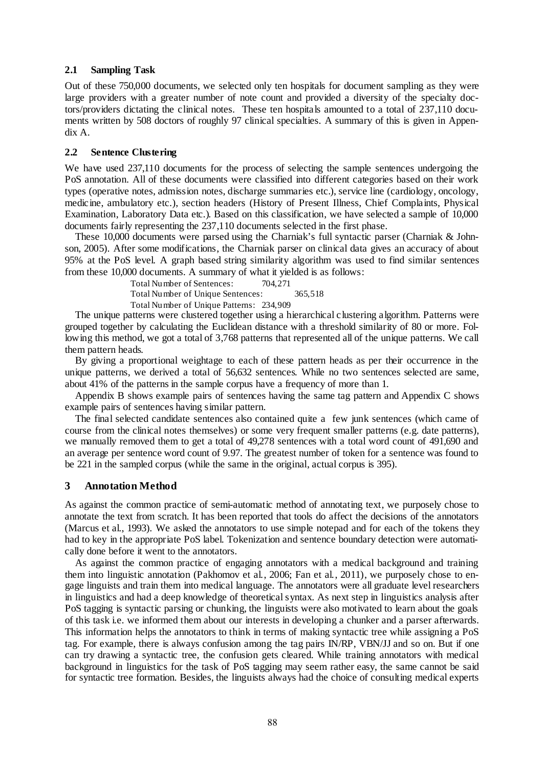### 2.1 Sampling Task

Out of these 750,000 documents, we selected only ten hospitals for document sampling as they were large providers with a greater number of note count and provided a diversity of the specialty doctors/providers dictating the clinical notes. These ten hospitals amounted to a total of 237,110 documents written by 508 doctors of roughly 97 clinical specialties. A summary of this is given in Appendix A.

### 2.2 Sentence Clustering

We have used 237,110 documents for the process of selecting the sample sentences undergoing the PoS annotation. All of these documents were classified into different categories based on their work types (operative notes, admission notes, discharge summaries etc.), service line (cardiology, oncology, medicine, ambulatory etc.), section headers (History of Present Illness, Chief Complaints, Physical Examination, Laboratory Data etc.). Based on this classification, we have selected a sample of 10,000 documents fairly representing the 237,110 documents selected in the first phase.

These 10,000 documents were parsed using the Charniak's full syntactic parser (Charniak & Johnson, 2005). After some modifications, the Charniak parser on clinical data gives an accuracy of about 95% at the PoS level. A graph based string similarity algorithm was used to find similar sentences from these 10,000 documents. A summary of what it yielded is as follows:

Total Number of Sentences: 704,271
Total Number of Unique Sentences: 365,518
Total Number of Unique Patterns: 234,909

The unique patterns were clustered together using a hierarchical clustering algorithm. Patterns were grouped together by calculating the Euclidean distance with a threshold similarity of 80 or more. Following this method, we got a total of 3,768 patterns that represented all of the unique patterns. We call them pattern heads.

By giving a proportional weightage to each of these pattern heads as per their occurrence in the unique patterns, we derived a total of 56,632 sentences. While no two sentences selected are same, about 41% of the patterns in the sample corpus have a frequency of more than 1.

Appendix B shows example pairs of sentences having the same tag pattern and Appendix C shows example pairs of sentences having similar pattern.

The final selected candidate sentences also contained quite a few junk sentences (which came of course from the clinical notes themselves) or some very frequent smaller patterns (e.g. date patterns), we manually removed them to get a total of 49,278 sentences with a total word count of 491,690 and an average per sentence word count of 9.97. The greatest number of token for a sentence was found to be 221 in the sampled corpus (while the same in the original, actual corpus is 395).

## 3 Annotation Method

As against the common practice of semi-automatic method of annotating text, we purposely chose to annotate the text from scratch. It has been reported that tools do affect the decisions of the annotators (Marcus et al., 1993). We asked the annotators to use simple notepad and for each of the tokens they had to key in the appropriate PoS label. Tokenization and sentence boundary detection were automatically done before it went to the annotators.

As against the common practice of engaging annotators with a medical background and training them into linguistic annotation (Pakhomov et al., 2006; Fan et al., 2011), we purposely chose to engage linguists and train them into medical language. The annotators were all graduate level researchers in linguistics and had a deep knowledge of theoretical syntax. As next step in linguistics analysis after PoS tagging is syntactic parsing or chunking, the linguists were also motivated to learn about the goals of this task i.e. we informed them about our interests in developing a chunker and a parser afterwards. This information helps the annotators to think in terms of making syntactic tree while assigning a PoS tag. For example, there is always confusion among the tag pairs IN/RP, VBN/JJ and so on. But if one can try drawing a syntactic tree, the confusion gets cleared. While training annotators with medical background in linguistics for the task of PoS tagging may seem rather easy, the same cannot be said for syntactic tree formation. Besides, the linguists always had the choice of consulting medical experts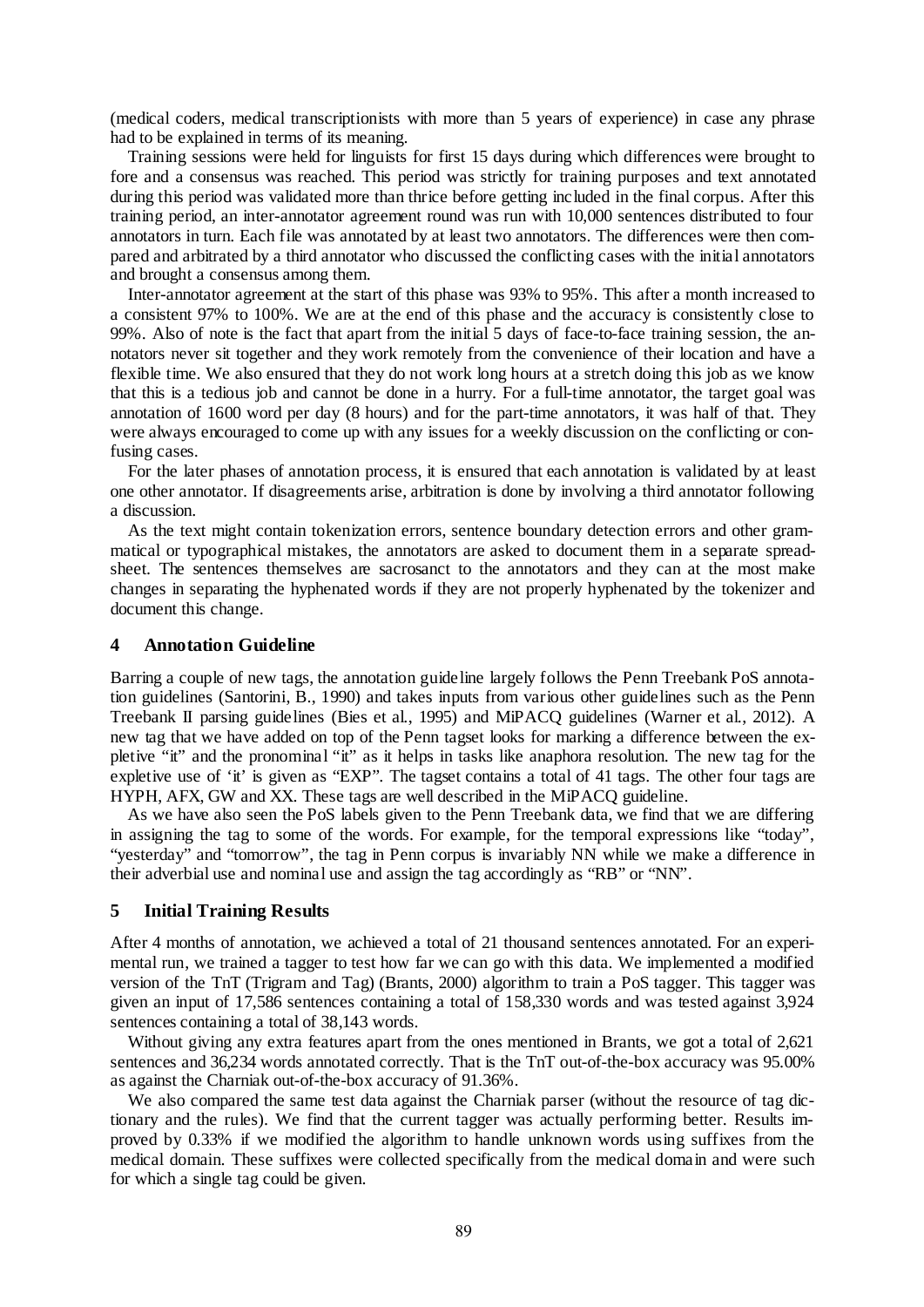(medical coders, medical transcriptionists with more than 5 years of experience) in case any phrase had to be explained in terms of its meaning.

Training sessions were held for linguists for first 15 days during which differences were brought to fore and a consensus was reached. This period was strictly for training purposes and text annotated during this period was validated more than thrice before getting included in the final corpus. After this training period, an inter-annotator agreement round was run with 10,000 sentences distributed to four annotators in turn. Each file was annotated by at least two annotators. The differences were then compared and arbitrated by a third annotator who discussed the conflicting cases with the initial annotators and brought a consensus among them.

Inter-annotator agreement at the start of this phase was 93% to 95%. This after a month increased to a consistent 97% to 100%. We are at the end of this phase and the accuracy is consistently close to 99%. Also of note is the fact that apart from the initial 5 days of face-to-face training session, the annotators never sit together and they work remotely from the convenience of their location and have a flexible time. We also ensured that they do not work long hours at a stretch doing this job as we know that this is a tedious job and cannot be done in a hurry. For a full-time annotator, the target goal was annotation of 1600 word per day (8 hours) and for the part-time annotators, it was half of that. They were always encouraged to come up with any issues for a weekly discussion on the conflicting or confusing cases.

For the later phases of annotation process, it is ensured that each annotation is validated by at least one other annotator. If disagreements arise, arbitration is done by involving a third annotator following a discussion.

As the text might contain tokenization errors, sentence boundary detection errors and other grammatical or typographical mistakes, the annotators are asked to document them in a separate spreadsheet. The sentences themselves are sacrosanct to the annotators and they can at the most make changes in separating the hyphenated words if they are not properly hyphenated by the tokenizer and document this change.

## 4 Annotation Guideline

Barring a couple of new tags, the annotation guideline largely follows the Penn Treebank PoS annotation guidelines (Santorini, B., 1990) and takes inputs from various other guidelines such as the Penn Treebank II parsing guidelines (Bies et al., 1995) and MiPACQ guidelines (Warner et al., 2012). A new tag that we have added on top of the Penn tagset looks for marking a difference between the expletive "it" and the pronominal "it" as it helps in tasks like anaphora resolution. The new tag for the expletive use of 'it' is given as "EXP". The tagset contains a total of 41 tags. The other four tags are HYPH, AFX, GW and XX. These tags are well described in the MiPACQ guideline.

As we have also seen the PoS labels given to the Penn Treebank data, we find that we are differing in assigning the tag to some of the words. For example, for the temporal expressions like "today", "yesterday" and "tomorrow", the tag in Penn corpus is invariably NN while we make a difference in their adverbial use and nominal use and assign the tag accordingly as "RB" or "NN".

## 5 Initial Training Results

After 4 months of annotation, we achieved a total of 21 thousand sentences annotated. For an experimental run, we trained a tagger to test how far we can go with this data. We implemented a modified version of the TnT (Trigram and Tag) (Brants, 2000) algorithm to train a PoS tagger. This tagger was given an input of 17,586 sentences containing a total of 158,330 words and was tested against 3,924 sentences containing a total of 38,143 words.

Without giving any extra features apart from the ones mentioned in Brants, we got a total of 2,621 sentences and 36,234 words annotated correctly. That is the TnT out-of-the-box accuracy was 95.00% as against the Charniak out-of-the-box accuracy of 91.36%.

We also compared the same test data against the Charniak parser (without the resource of tag dictionary and the rules). We find that the current tagger was actually performing better. Results improved by 0.33% if we modified the algorithm to handle unknown words using suffixes from the medical domain. These suffixes were collected specifically from the medical domain and were such for which a single tag could be given.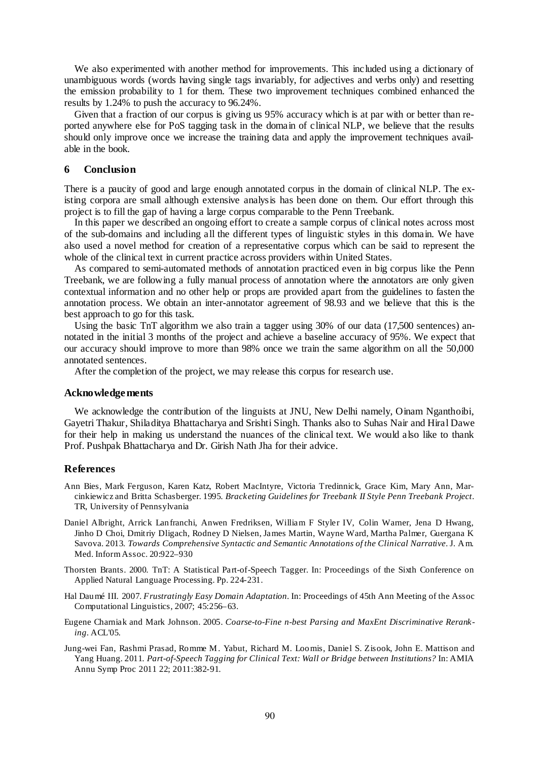We also experimented with another method for improvements. This included using a dictionary of unambiguous words (words having single tags invariably, for adjectives and verbs only) and resetting the emission probability to 1 for them. These two improvement techniques combined enhanced the results by 1.24% to push the accuracy to 96.24%.

Given that a fraction of our corpus is giving us 95% accuracy which is at par with or better than reported anywhere else for PoS tagging task in the domain of clinical NLP, we believe that the results should only improve once we increase the training data and apply the improvement techniques available in the book.

## 6 Conclusion

There is a paucity of good and large enough annotated corpus in the domain of clinical NLP. The existing corpora are small although extensive analysis has been done on them. Our effort through this project is to fill the gap of having a large corpus comparable to the Penn Treebank.

In this paper we described an ongoing effort to create a sample corpus of clinical notes across most of the sub-domains and including all the different types of linguistic styles in this domain. We have also used a novel method for creation of a representative corpus which can be said to represent the whole of the clinical text in current practice across providers within United States.

As compared to semi-automated methods of annotation practiced even in big corpus like the Penn Treebank, we are following a fully manual process of annotation where the annotators are only given contextual information and no other help or props are provided apart from the guidelines to fasten the annotation process. We obtain an inter-annotator agreement of 98.93 and we believe that this is the best approach to go for this task.

Using the basic TnT algorithm we also train a tagger using 30% of our data (17,500 sentences) annotated in the initial 3 months of the project and achieve a baseline accuracy of 95%. We expect that our accuracy should improve to more than 98% once we train the same algorithm on all the 50,000 annotated sentences.

After the completion of the project, we may release this corpus for research use.

## Acknowledgements

We acknowledge the contribution of the linguists at JNU, New Delhi namely, Oinam Nganthoibi, Gayetri Thakur, Shiladitya Bhattacharya and Srishti Singh. Thanks also to Suhas Nair and Hiral Dawe for their help in making us understand the nuances of the clinical text. We would also like to thank Prof. Pushpak Bhattacharya and Dr. Girish Nath Jha for their advice.

## References

Ann Bies, Mark Ferguson, Karen Katz, Robert MacIntyre, Victoria Tredinnick, Grace Kim, Mary Ann, Marcinkiewicz and Britta Schasberger. 1995. *Bracketing Guidelines for Treebank II Style Penn Treebank Project*. TR, University of Pennsylvania

Daniel Albright, Arrick Lanfranchi, Anwen Fredriksen, William F Styler IV, Colin Warner, Jena D Hwang, Jinho D Choi, Dmitriy Dligach, Rodney D Nielsen, James Martin, Wayne Ward, Martha Palmer, Guergana K Savova. 2013. *Towards Comprehensive Syntactic and Semantic Annotations of the Clinical Narrative*. J. Am. Med. Inform Assoc. 20:922–930

Thorsten Brants. 2000. TnT: A Statistical Part-of-Speech Tagger. In: Proceedings of the Sixth Conference on Applied Natural Language Processing. Pp. 224-231.

Hal Daumé III. 2007. *Frustratingly Easy Domain Adaptation*. In: Proceedings of 45th Ann Meeting of the Assoc Computational Linguistics, 2007; 45:256–63.

Eugene Charniak and Mark Johnson. 2005. *Coarse-to-Fine n-best Parsing and MaxEnt Discriminative Reranking*. ACL'05.

Jung-wei Fan, Rashmi Prasad, Romme M. Yabut, Richard M. Loomis, Daniel S. Zisook, John E. Mattison and Yang Huang. 2011. *Part-of-Speech Tagging for Clinical Text: Wall or Bridge between Institutions?* In: AMIA Annu Symp Proc 2011 22; 2011:382-91.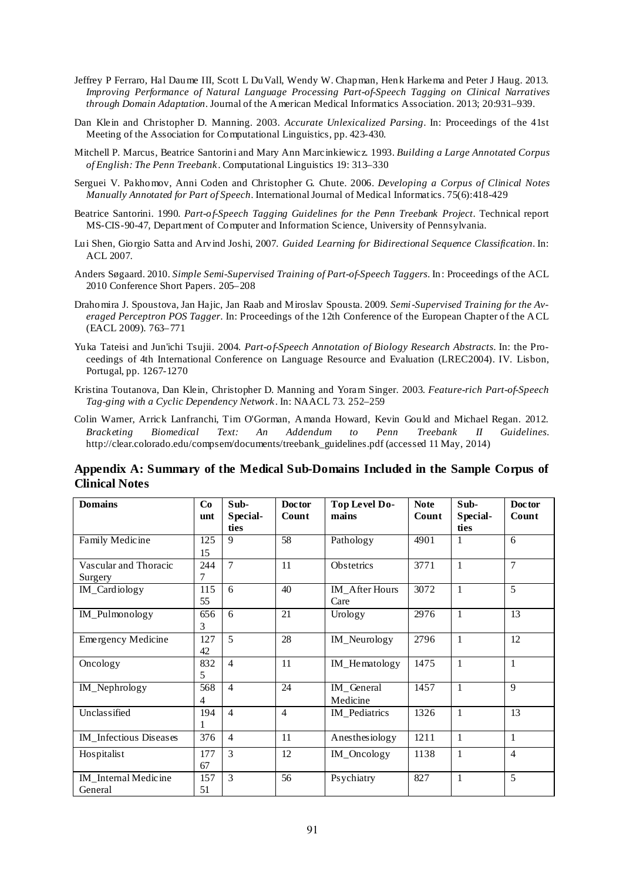Jeffrey P Ferraro, Hal Daume III, Scott L DuVall, Wendy W. Chapman, Henk Harkema and Peter J Haug. 2013. *Improving Performance of Natural Language Processing Part-of-Speech Tagging on Clinical Narratives through Domain Adaptation*. Journal of the American Medical Informatics Association. 2013; 20:931–939.

Dan Klein and Christopher D. Manning. 2003. *Accurate Unlexicalized Parsing*. In: Proceedings of the 41st Meeting of the Association for Computational Linguistics, pp. 423-430.

Mitchell P. Marcus, Beatrice Santorini and Mary Ann Marcinkiewicz. 1993. *Building a Large Annotated Corpus of English: The Penn Treebank*. Computational Linguistics 19: 313–330

Serguei V. Pakhomov, Anni Coden and Christopher G. Chute. 2006. *Developing a Corpus of Clinical Notes Manually Annotated for Part of Speech*. International Journal of Medical Informatics. 75(6):418-429

Beatrice Santorini. 1990. *Part-of-Speech Tagging Guidelines for the Penn Treebank Project*. Technical report MS-CIS-90-47, Department of Computer and Information Science, University of Pennsylvania.

Lui Shen, Giorgio Satta and Arvind Joshi, 2007. *Guided Learning for Bidirectional Sequence Classification*. In: ACL 2007.

Anders Søgaard. 2010. *Simple Semi-Supervised Training of Part-of-Speech Taggers*. In: Proceedings of the ACL 2010 Conference Short Papers. 205–208

Drahomira J. Spoustova, Jan Hajic, Jan Raab and Miroslav Spousta. 2009. *Semi-Supervised Training for the Averaged Perceptron POS Tagger*. In: Proceedings of the 12th Conference of the European Chapter of the ACL (EACL 2009). 763–771

Yuka Tateisi and Jun'ichi Tsujii. 2004. *Part-of-Speech Annotation of Biology Research Abstracts*. In: the Proceedings of 4th International Conference on Language Resource and Evaluation (LREC2004). IV. Lisbon, Portugal, pp. 1267-1270

Kristina Toutanova, Dan Klein, Christopher D. Manning and Yoram Singer. 2003. *Feature-rich Part-of-Speech Tag-ging with a Cyclic Dependency Network*. In: NAACL 73. 252–259

Colin Warner, Arrick Lanfranchi, Tim O'Gorman, Amanda Howard, Kevin Gould and Michael Regan. 2012. *Bracketing Biomedical Text: An Addendum to Penn Treebank II Guidelines*. http://clear.colorado.edu/compsem/documents/treebank_guidelines.pdf (accessed 11 May, 2014)

## Appendix A: Summary of the Medical Sub-Domains Included in the Sample Corpus of Clinical Notes

| Domains | Count | Sub-Specialties | Doctor Count | Top Level Domains | Note Count | Sub-Specialties | Doctor Count |
|---|---|---|---|---|---|---|---|
| Family Medicine | 12515 | 9 | 58 | Pathology | 4901 | 1 | 6 |
| Vascular and Thoracic Surgery | 2447 | 7 | 11 | Obstetrics | 3771 | 1 | 7 |
| IM_Cardiology | 11555 | 6 | 40 | IM_After Hours Care | 3072 | 1 | 5 |
| IM_Pulmonology | 6563 | 6 | 21 | Urology | 2976 | 1 | 13 |
| Emergency Medicine | 12742 | 5 | 28 | IM_Neurology | 2796 | 1 | 12 |
| Oncology | 8325 | 4 | 11 | IM_Hematology | 1475 | 1 | 1 |
| IM_Nephrology | 5684 | 4 | 24 | IM_General Medicine | 1457 | 1 | 9 |
| Unclassified | 1941 | 4 | 4 | IM_Pediatrics | 1326 | 1 | 13 |
| IM_Infectious Diseases | 376 | 4 | 11 | Anesthesiology | 1211 | 1 | 1 |
| Hospitalist | 17767 | 3 | 12 | IM_Oncology | 1138 | 1 | 4 |
| IM_Internal Medicine General | 15751 | 3 | 56 | Psychiatry | 827 | 1 | 5 |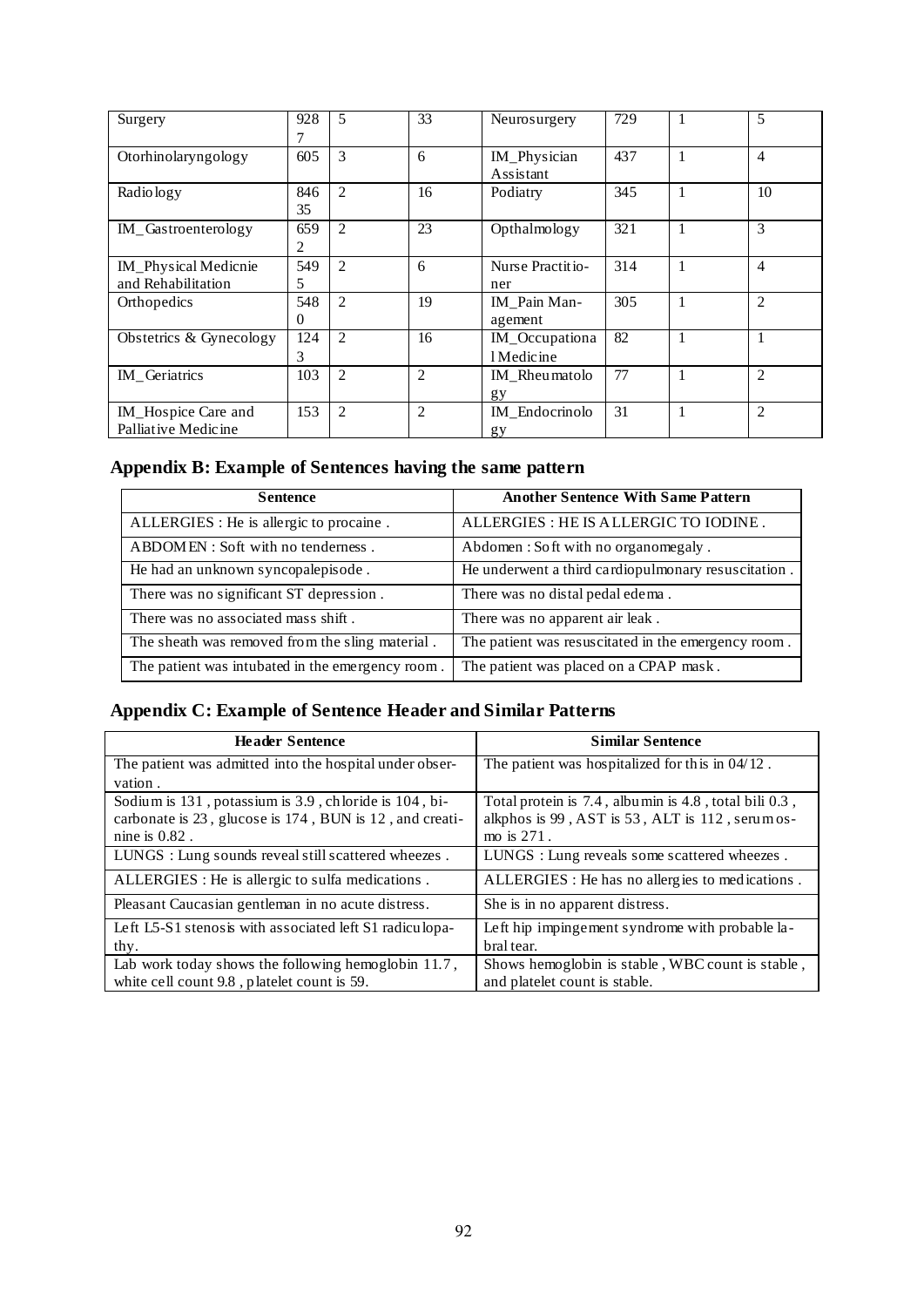| | | | | | | | |
|---|---|---|---|---|---|---|---|
| Surgery | 9287 | 5 | 33 | Neurosurgery | 729 | 1 | 5 |
| Otorhinolaryngology | 605 | 3 | 6 | IM_Physician Assistant | 437 | 1 | 4 |
| Radiology | 84635 | 2 | 16 | Podiatry | 345 | 1 | 10 |
| IM_Gastroenterology | 6592 | 2 | 23 | Opthalmology | 321 | 1 | 3 |
| IM_Physical Medicnie and Rehabilitation | 5495 | 2 | 6 | Nurse Practitioner | 314 | 1 | 4 |
| Orthopedics | 5480 | 2 | 19 | IM_Pain Management | 305 | 1 | 2 |
| Obstetrics & Gynecology | 1243 | 2 | 16 | IM_Occupational Medicine | 82 | 1 | 1 |
| IM_Geriatrics | 103 | 2 | 2 | IM_Rheumatology | 77 | 1 | 2 |
| IM_Hospice Care and Palliative Medicine | 153 | 2 | 2 | IM_Endocrinology | 31 | 1 | 2 |

## Appendix B: Example of Sentences having the same pattern

| Sentence | Another Sentence With Same Pattern |
|---|---|
| ALLERGIES : He is allergic to procaine . | ALLERGIES : HE IS ALLERGIC TO IODINE . |
| ABDOMEN : Soft with no tenderness . | Abdomen : Soft with no organomegaly . |
| He had an unknown syncopalepisode . | He underwent a third cardiopulmonary resuscitation . |
| There was no significant ST depression . | There was no distal pedal edema . |
| There was no associated mass shift . | There was no apparent air leak . |
| The sheath was removed from the sling material . | The patient was resuscitated in the emergency room . |
| The patient was intubated in the emergency room . | The patient was placed on a CPAP mask . |

## Appendix C: Example of Sentence Header and Similar Patterns

| Header Sentence | Similar Sentence |
|---|---|
| The patient was admitted into the hospital under observation . | The patient was hospitalized for this in 04/12 . |
| Sodium is 131 , potassium is 3.9 , chloride is 104 , bicarbonate is 23 , glucose is 174 , BUN is 12 , and creatinine is 0.82 . | Total protein is 7.4 , albumin is 4.8 , total bili 0.3 , alkphos is 99 , AST is 53 , ALT is 112 , serum osmo is 271 . |
| LUNGS : Lung sounds reveal still scattered wheezes . | LUNGS : Lung reveals some scattered wheezes . |
| ALLERGIES : He is allergic to sulfa medications . | ALLERGIES : He has no allergies to medications . |
| Pleasant Caucasian gentleman in no acute distress. | She is in no apparent distress. |
| Left L5-S1 stenosis with associated left S1 radiculopathy. | Left hip impingement syndrome with probable labral tear. |
| Lab work today shows the following hemoglobin 11.7 , white cell count 9.8 , platelet count is 59. | Shows hemoglobin is stable , WBC count is stable , and platelet count is stable. |